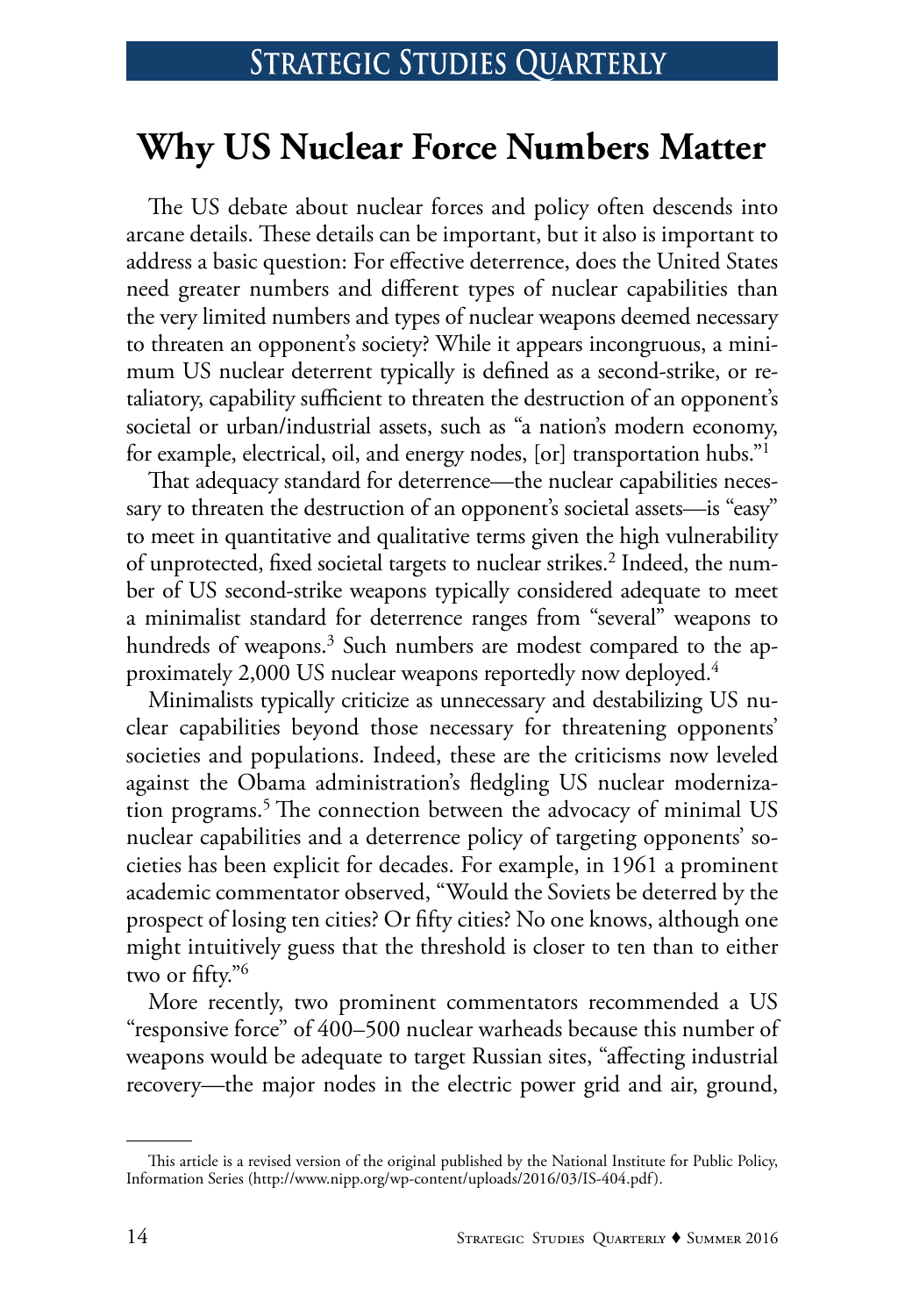# Why US Nuclear Force Numbers Matter

The US debate about nuclear forces and policy often descends into arcane details. These details can be important, but it also is important to address a basic question: For effective deterrence, does the United States need greater numbers and different types of nuclear capabilities than the very limited numbers and types of nuclear weapons deemed necessary to threaten an opponent's society? While it appears incongruous, a minimum US nuclear deterrent typically is defined as a second-strike, or retaliatory, capability sufficient to threaten the destruction of an opponent's societal or urban/industrial assets, such as "a nation's modern economy, for example, electrical, oil, and energy nodes, [or] transportation hubs."[1]

That adequacy standard for deterrence—the nuclear capabilities necessary to threaten the destruction of an opponent's societal assets—is "easy" to meet in quantitative and qualitative terms given the high vulnerability of unprotected, fixed societal targets to nuclear strikes.[2] Indeed, the number of US second-strike weapons typically considered adequate to meet a minimalist standard for deterrence ranges from "several" weapons to hundreds of weapons.[3] Such numbers are modest compared to the approximately 2,000 US nuclear weapons reportedly now deployed.[4]

Minimalists typically criticize as unnecessary and destabilizing US nuclear capabilities beyond those necessary for threatening opponents' societies and populations. Indeed, these are the criticisms now leveled against the Obama administration's fledgling US nuclear modernization programs.[5] The connection between the advocacy of minimal US nuclear capabilities and a deterrence policy of targeting opponents' societies has been explicit for decades. For example, in 1961 a prominent academic commentator observed, "Would the Soviets be deterred by the prospect of losing ten cities? Or fifty cities? No one knows, although one might intuitively guess that the threshold is closer to ten than to either two or fifty."[6]

More recently, two prominent commentators recommended a US "responsive force" of 400–500 nuclear warheads because this number of weapons would be adequate to target Russian sites, "affecting industrial recovery—the major nodes in the electric power grid and air, ground,

---

This article is a revised version of the original published by the National Institute for Public Policy, Information Series (http://www.nipp.org/wp-content/uploads/2016/03/IS-404.pdf).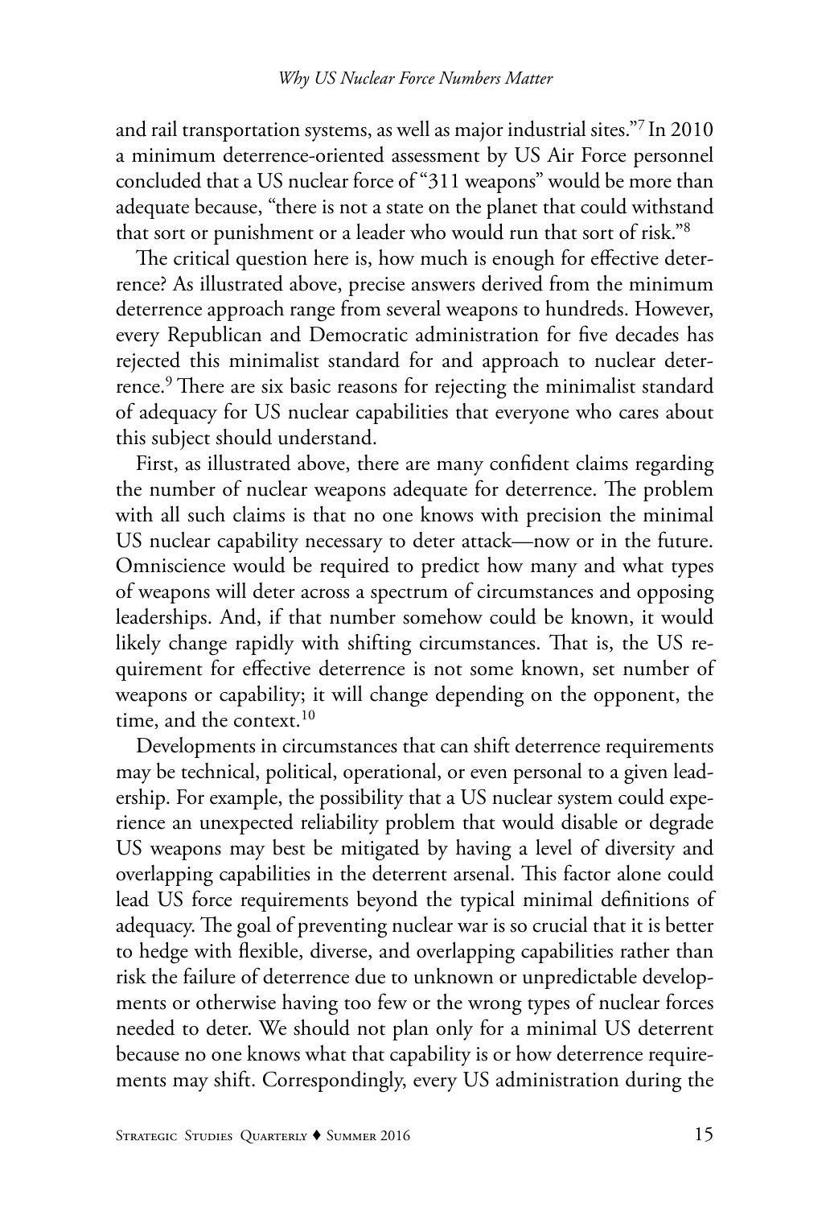and rail transportation systems, as well as major industrial sites."[7] In 2010 a minimum deterrence-oriented assessment by US Air Force personnel concluded that a US nuclear force of "311 weapons" would be more than adequate because, "there is not a state on the planet that could withstand that sort or punishment or a leader who would run that sort of risk."[8]

The critical question here is, how much is enough for effective deterrence? As illustrated above, precise answers derived from the minimum deterrence approach range from several weapons to hundreds. However, every Republican and Democratic administration for five decades has rejected this minimalist standard for and approach to nuclear deterrence.[9] There are six basic reasons for rejecting the minimalist standard of adequacy for US nuclear capabilities that everyone who cares about this subject should understand.

First, as illustrated above, there are many confident claims regarding the number of nuclear weapons adequate for deterrence. The problem with all such claims is that no one knows with precision the minimal US nuclear capability necessary to deter attack—now or in the future. Omniscience would be required to predict how many and what types of weapons will deter across a spectrum of circumstances and opposing leaderships. And, if that number somehow could be known, it would likely change rapidly with shifting circumstances. That is, the US requirement for effective deterrence is not some known, set number of weapons or capability; it will change depending on the opponent, the time, and the context.[10]

Developments in circumstances that can shift deterrence requirements may be technical, political, operational, or even personal to a given leadership. For example, the possibility that a US nuclear system could experience an unexpected reliability problem that would disable or degrade US weapons may best be mitigated by having a level of diversity and overlapping capabilities in the deterrent arsenal. This factor alone could lead US force requirements beyond the typical minimal definitions of adequacy. The goal of preventing nuclear war is so crucial that it is better to hedge with flexible, diverse, and overlapping capabilities rather than risk the failure of deterrence due to unknown or unpredictable developments or otherwise having too few or the wrong types of nuclear forces needed to deter. We should not plan only for a minimal US deterrent because no one knows what that capability is or how deterrence requirements may shift. Correspondingly, every US administration during the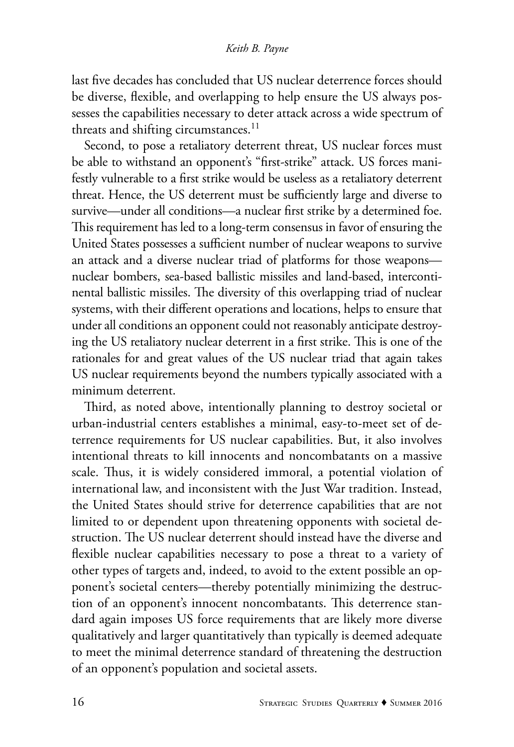last five decades has concluded that US nuclear deterrence forces should be diverse, flexible, and overlapping to help ensure the US always possesses the capabilities necessary to deter attack across a wide spectrum of threats and shifting circumstances.[11]

Second, to pose a retaliatory deterrent threat, US nuclear forces must be able to withstand an opponent's "first-strike" attack. US forces manifestly vulnerable to a first strike would be useless as a retaliatory deterrent threat. Hence, the US deterrent must be sufficiently large and diverse to survive—under all conditions—a nuclear first strike by a determined foe. This requirement has led to a long-term consensus in favor of ensuring the United States possesses a sufficient number of nuclear weapons to survive an attack and a diverse nuclear triad of platforms for those weapons—nuclear bombers, sea-based ballistic missiles and land-based, intercontinental ballistic missiles. The diversity of this overlapping triad of nuclear systems, with their different operations and locations, helps to ensure that under all conditions an opponent could not reasonably anticipate destroying the US retaliatory nuclear deterrent in a first strike. This is one of the rationales for and great values of the US nuclear triad that again takes US nuclear requirements beyond the numbers typically associated with a minimum deterrent.

Third, as noted above, intentionally planning to destroy societal or urban-industrial centers establishes a minimal, easy-to-meet set of deterrence requirements for US nuclear capabilities. But, it also involves intentional threats to kill innocents and noncombatants on a massive scale. Thus, it is widely considered immoral, a potential violation of international law, and inconsistent with the Just War tradition. Instead, the United States should strive for deterrence capabilities that are not limited to or dependent upon threatening opponents with societal destruction. The US nuclear deterrent should instead have the diverse and flexible nuclear capabilities necessary to pose a threat to a variety of other types of targets and, indeed, to avoid to the extent possible an opponent's societal centers—thereby potentially minimizing the destruction of an opponent's innocent noncombatants. This deterrence standard again imposes US force requirements that are likely more diverse qualitatively and larger quantitatively than typically is deemed adequate to meet the minimal deterrence standard of threatening the destruction of an opponent's population and societal assets.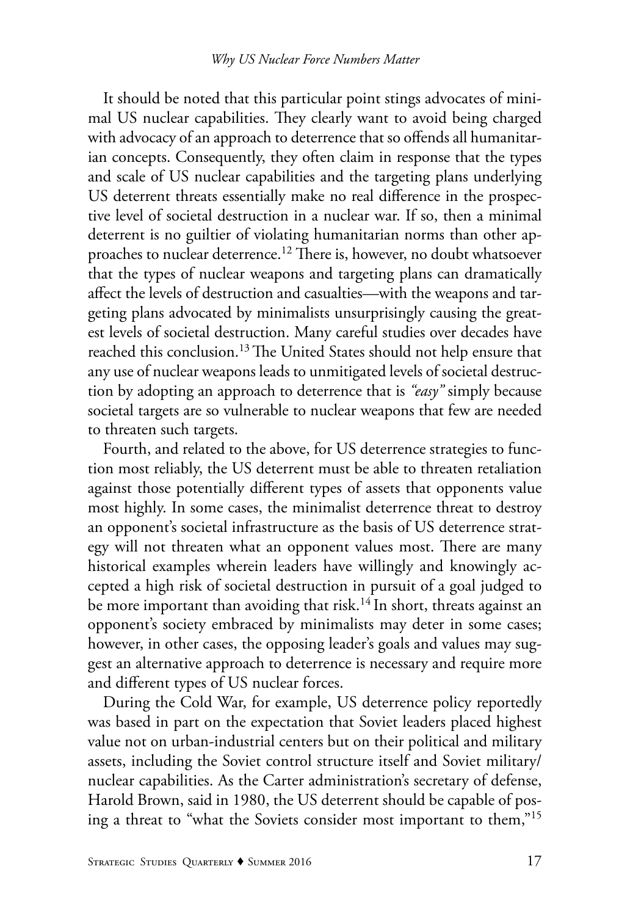It should be noted that this particular point stings advocates of minimal US nuclear capabilities. They clearly want to avoid being charged with advocacy of an approach to deterrence that so offends all humanitarian concepts. Consequently, they often claim in response that the types and scale of US nuclear capabilities and the targeting plans underlying US deterrent threats essentially make no real difference in the prospective level of societal destruction in a nuclear war. If so, then a minimal deterrent is no guiltier of violating humanitarian norms than other approaches to nuclear deterrence.[12] There is, however, no doubt whatsoever that the types of nuclear weapons and targeting plans can dramatically affect the levels of destruction and casualties—with the weapons and targeting plans advocated by minimalists unsurprisingly causing the greatest levels of societal destruction. Many careful studies over decades have reached this conclusion.[13] The United States should not help ensure that any use of nuclear weapons leads to unmitigated levels of societal destruction by adopting an approach to deterrence that is *"easy"* simply because societal targets are so vulnerable to nuclear weapons that few are needed to threaten such targets.

Fourth, and related to the above, for US deterrence strategies to function most reliably, the US deterrent must be able to threaten retaliation against those potentially different types of assets that opponents value most highly. In some cases, the minimalist deterrence threat to destroy an opponent's societal infrastructure as the basis of US deterrence strategy will not threaten what an opponent values most. There are many historical examples wherein leaders have willingly and knowingly accepted a high risk of societal destruction in pursuit of a goal judged to be more important than avoiding that risk.[14] In short, threats against an opponent's society embraced by minimalists may deter in some cases; however, in other cases, the opposing leader's goals and values may suggest an alternative approach to deterrence is necessary and require more and different types of US nuclear forces.

During the Cold War, for example, US deterrence policy reportedly was based in part on the expectation that Soviet leaders placed highest value not on urban-industrial centers but on their political and military assets, including the Soviet control structure itself and Soviet military/nuclear capabilities. As the Carter administration's secretary of defense, Harold Brown, said in 1980, the US deterrent should be capable of posing a threat to "what the Soviets consider most important to them,"[15]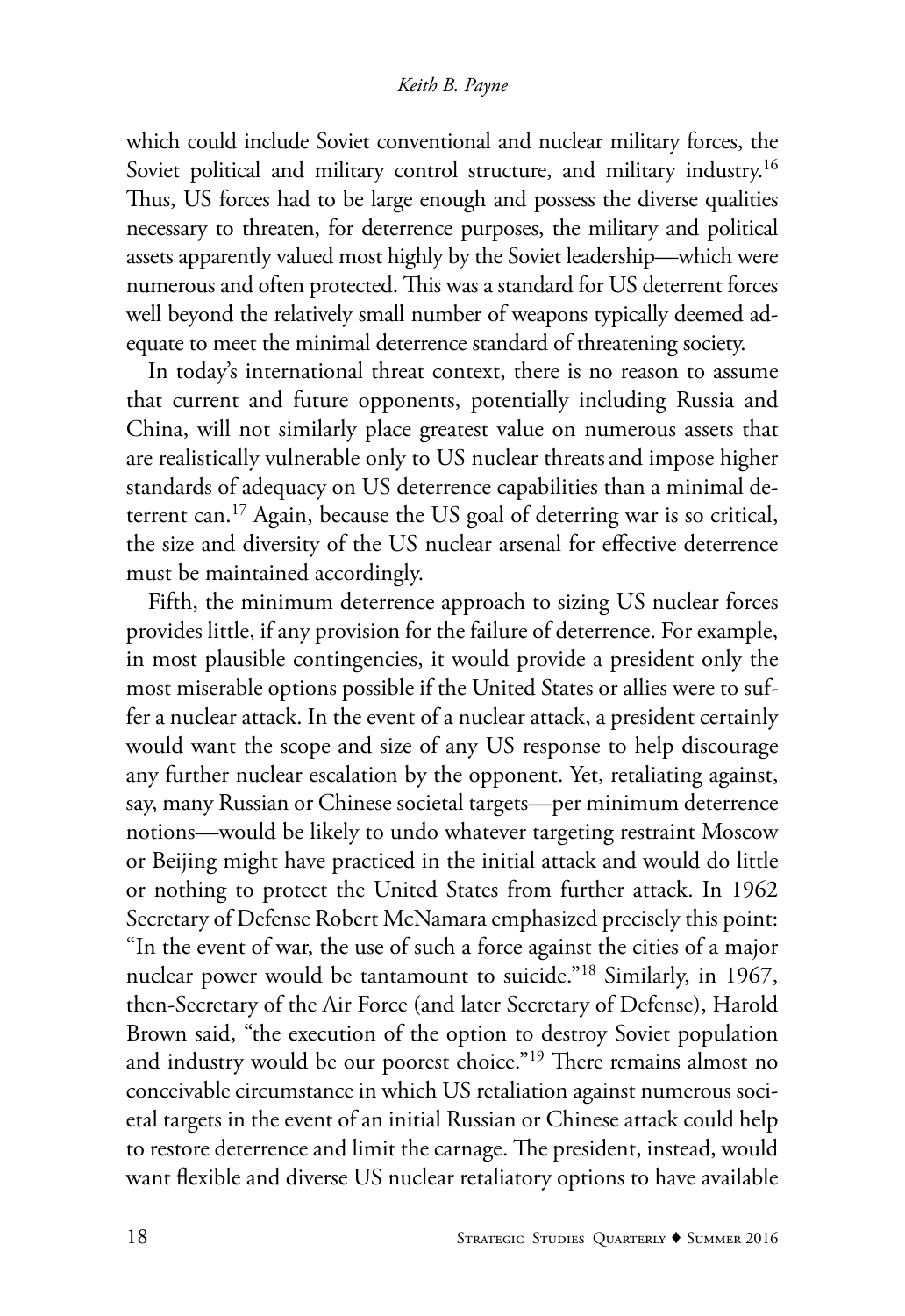which could include Soviet conventional and nuclear military forces, the Soviet political and military control structure, and military industry.[16] Thus, US forces had to be large enough and possess the diverse qualities necessary to threaten, for deterrence purposes, the military and political assets apparently valued most highly by the Soviet leadership—which were numerous and often protected. This was a standard for US deterrent forces well beyond the relatively small number of weapons typically deemed adequate to meet the minimal deterrence standard of threatening society.

In today's international threat context, there is no reason to assume that current and future opponents, potentially including Russia and China, will not similarly place greatest value on numerous assets that are realistically vulnerable only to US nuclear threats and impose higher standards of adequacy on US deterrence capabilities than a minimal deterrent can.[17] Again, because the US goal of deterring war is so critical, the size and diversity of the US nuclear arsenal for effective deterrence must be maintained accordingly.

Fifth, the minimum deterrence approach to sizing US nuclear forces provides little, if any provision for the failure of deterrence. For example, in most plausible contingencies, it would provide a president only the most miserable options possible if the United States or allies were to suffer a nuclear attack. In the event of a nuclear attack, a president certainly would want the scope and size of any US response to help discourage any further nuclear escalation by the opponent. Yet, retaliating against, say, many Russian or Chinese societal targets—per minimum deterrence notions—would be likely to undo whatever targeting restraint Moscow or Beijing might have practiced in the initial attack and would do little or nothing to protect the United States from further attack. In 1962 Secretary of Defense Robert McNamara emphasized precisely this point: "In the event of war, the use of such a force against the cities of a major nuclear power would be tantamount to suicide."[18] Similarly, in 1967, then-Secretary of the Air Force (and later Secretary of Defense), Harold Brown said, "the execution of the option to destroy Soviet population and industry would be our poorest choice."[19] There remains almost no conceivable circumstance in which US retaliation against numerous societal targets in the event of an initial Russian or Chinese attack could help to restore deterrence and limit the carnage. The president, instead, would want flexible and diverse US nuclear retaliatory options to have available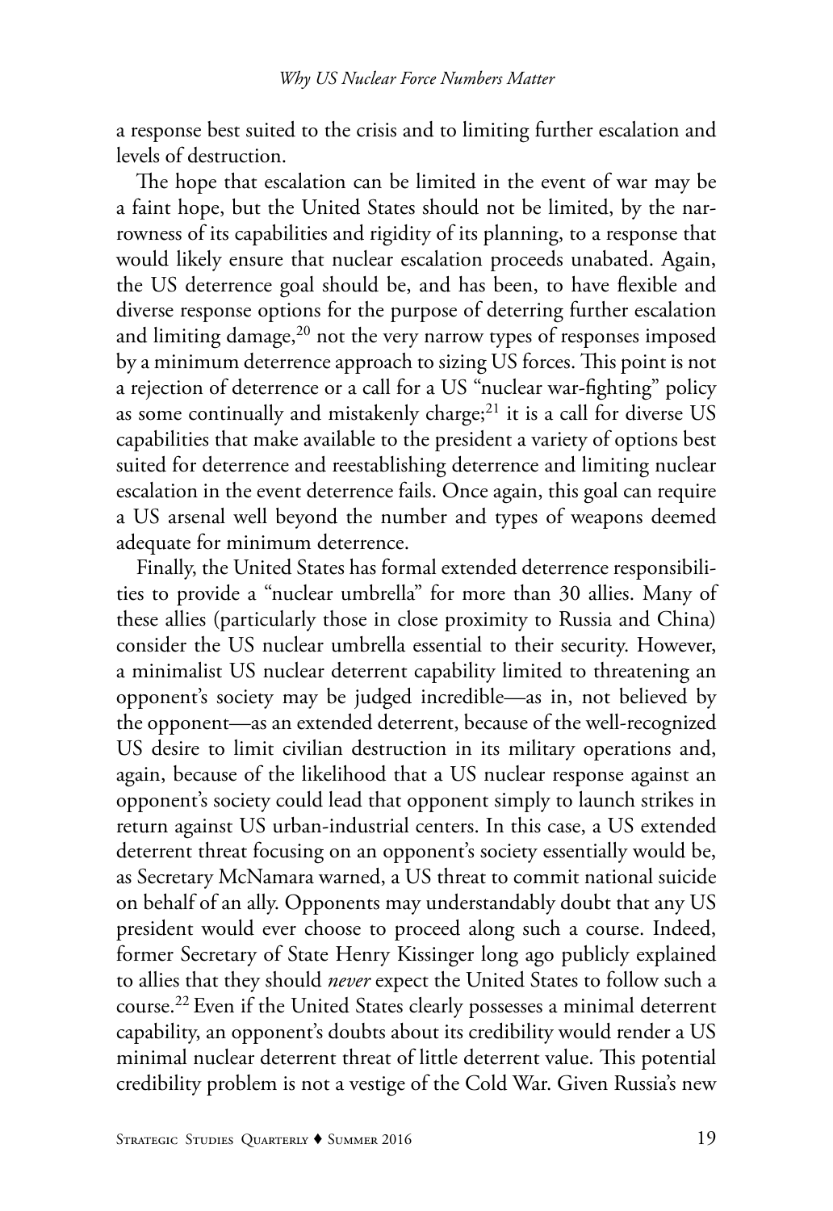a response best suited to the crisis and to limiting further escalation and levels of destruction.

The hope that escalation can be limited in the event of war may be a faint hope, but the United States should not be limited, by the narrowness of its capabilities and rigidity of its planning, to a response that would likely ensure that nuclear escalation proceeds unabated. Again, the US deterrence goal should be, and has been, to have flexible and diverse response options for the purpose of deterring further escalation and limiting damage,[20] not the very narrow types of responses imposed by a minimum deterrence approach to sizing US forces. This point is not a rejection of deterrence or a call for a US "nuclear war-fighting" policy as some continually and mistakenly charge;[21] it is a call for diverse US capabilities that make available to the president a variety of options best suited for deterrence and reestablishing deterrence and limiting nuclear escalation in the event deterrence fails. Once again, this goal can require a US arsenal well beyond the number and types of weapons deemed adequate for minimum deterrence.

Finally, the United States has formal extended deterrence responsibilities to provide a "nuclear umbrella" for more than 30 allies. Many of these allies (particularly those in close proximity to Russia and China) consider the US nuclear umbrella essential to their security. However, a minimalist US nuclear deterrent capability limited to threatening an opponent's society may be judged incredible—as in, not believed by the opponent—as an extended deterrent, because of the well-recognized US desire to limit civilian destruction in its military operations and, again, because of the likelihood that a US nuclear response against an opponent's society could lead that opponent simply to launch strikes in return against US urban-industrial centers. In this case, a US extended deterrent threat focusing on an opponent's society essentially would be, as Secretary McNamara warned, a US threat to commit national suicide on behalf of an ally. Opponents may understandably doubt that any US president would ever choose to proceed along such a course. Indeed, former Secretary of State Henry Kissinger long ago publicly explained to allies that they should *never* expect the United States to follow such a course.[22] Even if the United States clearly possesses a minimal deterrent capability, an opponent's doubts about its credibility would render a US minimal nuclear deterrent threat of little deterrent value. This potential credibility problem is not a vestige of the Cold War. Given Russia's new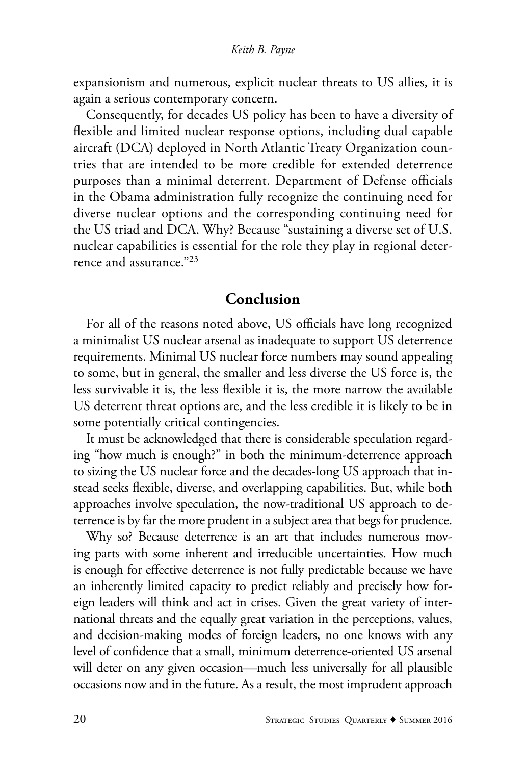expansionism and numerous, explicit nuclear threats to US allies, it is again a serious contemporary concern.

Consequently, for decades US policy has been to have a diversity of flexible and limited nuclear response options, including dual capable aircraft (DCA) deployed in North Atlantic Treaty Organization countries that are intended to be more credible for extended deterrence purposes than a minimal deterrent. Department of Defense officials in the Obama administration fully recognize the continuing need for diverse nuclear options and the corresponding continuing need for the US triad and DCA. Why? Because "sustaining a diverse set of U.S. nuclear capabilities is essential for the role they play in regional deterrence and assurance."[23]

## Conclusion

For all of the reasons noted above, US officials have long recognized a minimalist US nuclear arsenal as inadequate to support US deterrence requirements. Minimal US nuclear force numbers may sound appealing to some, but in general, the smaller and less diverse the US force is, the less survivable it is, the less flexible it is, the more narrow the available US deterrent threat options are, and the less credible it is likely to be in some potentially critical contingencies.

It must be acknowledged that there is considerable speculation regarding "how much is enough?" in both the minimum-deterrence approach to sizing the US nuclear force and the decades-long US approach that instead seeks flexible, diverse, and overlapping capabilities. But, while both approaches involve speculation, the now-traditional US approach to deterrence is by far the more prudent in a subject area that begs for prudence.

Why so? Because deterrence is an art that includes numerous moving parts with some inherent and irreducible uncertainties. How much is enough for effective deterrence is not fully predictable because we have an inherently limited capacity to predict reliably and precisely how foreign leaders will think and act in crises. Given the great variety of international threats and the equally great variation in the perceptions, values, and decision-making modes of foreign leaders, no one knows with any level of confidence that a small, minimum deterrence-oriented US arsenal will deter on any given occasion—much less universally for all plausible occasions now and in the future. As a result, the most imprudent approach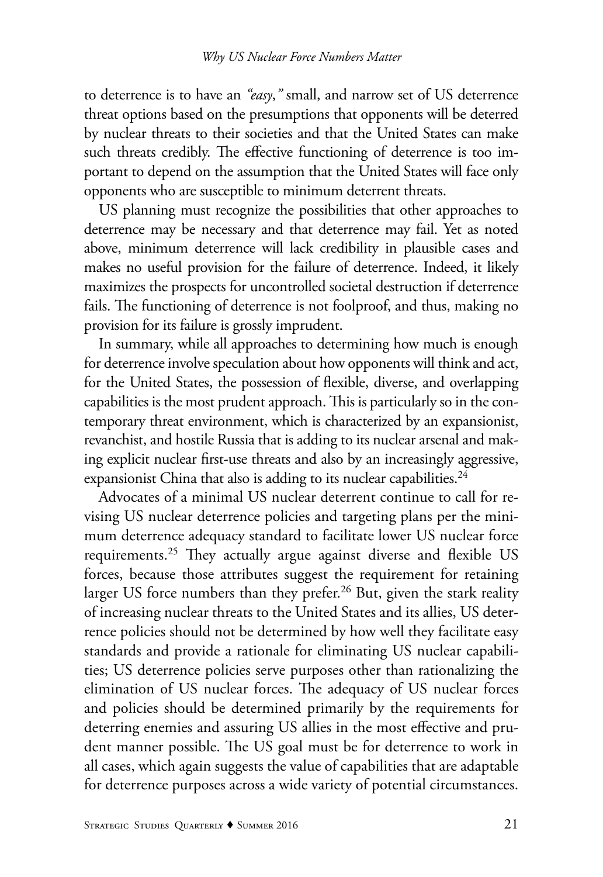to deterrence is to have an *"easy,"* small, and narrow set of US deterrence threat options based on the presumptions that opponents will be deterred by nuclear threats to their societies and that the United States can make such threats credibly. The effective functioning of deterrence is too important to depend on the assumption that the United States will face only opponents who are susceptible to minimum deterrent threats.

US planning must recognize the possibilities that other approaches to deterrence may be necessary and that deterrence may fail. Yet as noted above, minimum deterrence will lack credibility in plausible cases and makes no useful provision for the failure of deterrence. Indeed, it likely maximizes the prospects for uncontrolled societal destruction if deterrence fails. The functioning of deterrence is not foolproof, and thus, making no provision for its failure is grossly imprudent.

In summary, while all approaches to determining how much is enough for deterrence involve speculation about how opponents will think and act, for the United States, the possession of flexible, diverse, and overlapping capabilities is the most prudent approach. This is particularly so in the contemporary threat environment, which is characterized by an expansionist, revanchist, and hostile Russia that is adding to its nuclear arsenal and making explicit nuclear first-use threats and also by an increasingly aggressive, expansionist China that also is adding to its nuclear capabilities.[24]

Advocates of a minimal US nuclear deterrent continue to call for revising US nuclear deterrence policies and targeting plans per the minimum deterrence adequacy standard to facilitate lower US nuclear force requirements.[25] They actually argue against diverse and flexible US forces, because those attributes suggest the requirement for retaining larger US force numbers than they prefer.[26] But, given the stark reality of increasing nuclear threats to the United States and its allies, US deterrence policies should not be determined by how well they facilitate easy standards and provide a rationale for eliminating US nuclear capabilities; US deterrence policies serve purposes other than rationalizing the elimination of US nuclear forces. The adequacy of US nuclear forces and policies should be determined primarily by the requirements for deterring enemies and assuring US allies in the most effective and prudent manner possible. The US goal must be for deterrence to work in all cases, which again suggests the value of capabilities that are adaptable for deterrence purposes across a wide variety of potential circumstances.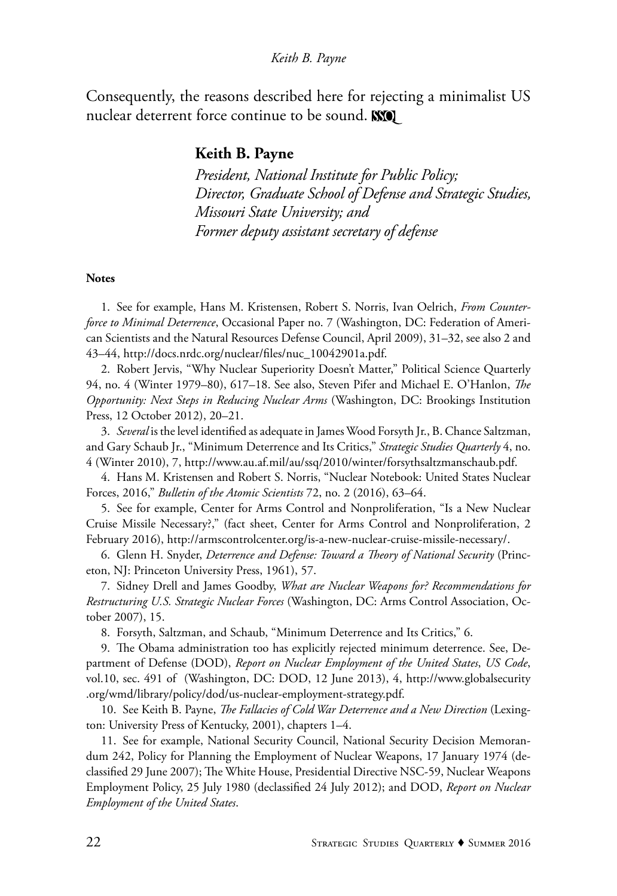Consequently, the reasons described here for rejecting a minimalist US nuclear deterrent force continue to be sound.

**Keith B. Payne**

*President, National Institute for Public Policy;*
*Director, Graduate School of Defense and Strategic Studies, Missouri State University; and*
*Former deputy assistant secretary of defense*

**Notes**

1. See for example, Hans M. Kristensen, Robert S. Norris, Ivan Oelrich, *From Counterforce to Minimal Deterrence*, Occasional Paper no. 7 (Washington, DC: Federation of American Scientists and the Natural Resources Defense Council, April 2009), 31–32, see also 2 and 43–44, http://docs.nrdc.org/nuclear/files/nuc_10042901a.pdf.

2. Robert Jervis, "Why Nuclear Superiority Doesn't Matter," Political Science Quarterly 94, no. 4 (Winter 1979–80), 617–18. See also, Steven Pifer and Michael E. O'Hanlon, *The Opportunity: Next Steps in Reducing Nuclear Arms* (Washington, DC: Brookings Institution Press, 12 October 2012), 20–21.

3. *Several* is the level identified as adequate in James Wood Forsyth Jr., B. Chance Saltzman, and Gary Schaub Jr., "Minimum Deterrence and Its Critics," *Strategic Studies Quarterly* 4, no. 4 (Winter 2010), 7, http://www.au.af.mil/au/ssq/2010/winter/forsythsaltzmanschaub.pdf.

4. Hans M. Kristensen and Robert S. Norris, "Nuclear Notebook: United States Nuclear Forces, 2016," *Bulletin of the Atomic Scientists* 72, no. 2 (2016), 63–64.

5. See for example, Center for Arms Control and Nonproliferation, "Is a New Nuclear Cruise Missile Necessary?," (fact sheet, Center for Arms Control and Nonproliferation, 2 February 2016), http://armscontrolcenter.org/is-a-new-nuclear-cruise-missile-necessary/.

6. Glenn H. Snyder, *Deterrence and Defense: Toward a Theory of National Security* (Princeton, NJ: Princeton University Press, 1961), 57.

7. Sidney Drell and James Goodby, *What are Nuclear Weapons for? Recommendations for Restructuring U.S. Strategic Nuclear Forces* (Washington, DC: Arms Control Association, October 2007), 15.

8. Forsyth, Saltzman, and Schaub, "Minimum Deterrence and Its Critics," 6.

9. The Obama administration too has explicitly rejected minimum deterrence. See, Department of Defense (DOD), *Report on Nuclear Employment of the United States*, *US Code*, vol.10, sec. 491 of (Washington, DC: DOD, 12 June 2013), 4, http://www.globalsecurity.org/wmd/library/policy/dod/us-nuclear-employment-strategy.pdf.

10. See Keith B. Payne, *The Fallacies of Cold War Deterrence and a New Direction* (Lexington: University Press of Kentucky, 2001), chapters 1–4.

11. See for example, National Security Council, National Security Decision Memorandum 242, Policy for Planning the Employment of Nuclear Weapons, 17 January 1974 (declassified 29 June 2007); The White House, Presidential Directive NSC-59, Nuclear Weapons Employment Policy, 25 July 1980 (declassified 24 July 2012); and DOD, *Report on Nuclear Employment of the United States*.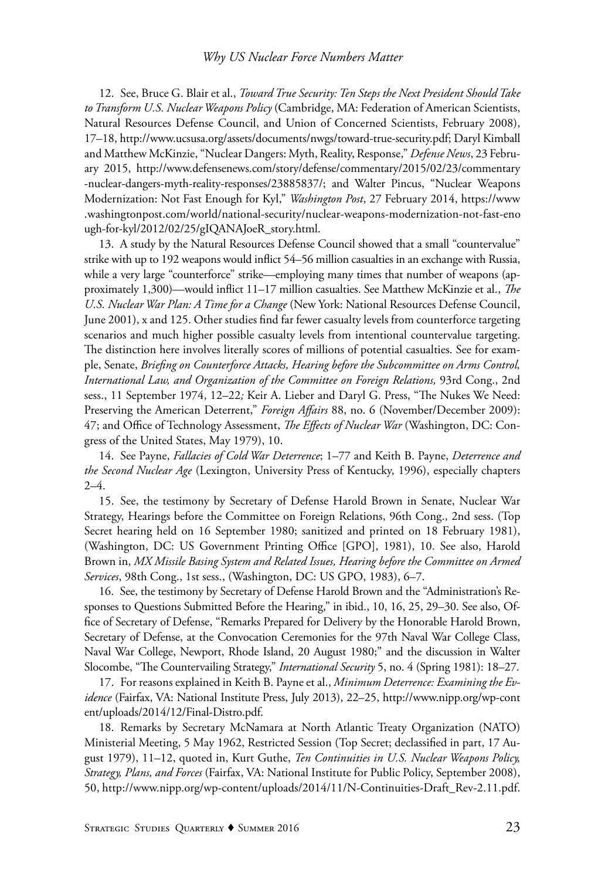12. See, Bruce G. Blair et al., *Toward True Security: Ten Steps the Next President Should Take to Transform U.S. Nuclear Weapons Policy* (Cambridge, MA: Federation of American Scientists, Natural Resources Defense Council, and Union of Concerned Scientists, February 2008), 17–18, http://www.ucsusa.org/assets/documents/nwgs/toward-true-security.pdf; Daryl Kimball and Matthew McKinzie, "Nuclear Dangers: Myth, Reality, Response," *Defense News*, 23 February 2015, http://www.defensenews.com/story/defense/commentary/2015/02/23/commentary-nuclear-dangers-myth-reality-responses/23885837/; and Walter Pincus, "Nuclear Weapons Modernization: Not Fast Enough for Kyl," *Washington Post*, 27 February 2014, https://www.washingtonpost.com/world/national-security/nuclear-weapons-modernization-not-fast-enough-for-kyl/2012/02/25/gIQANAJoeR_story.html.

13. A study by the Natural Resources Defense Council showed that a small "countervalue" strike with up to 192 weapons would inflict 54–56 million casualties in an exchange with Russia, while a very large "counterforce" strike—employing many times that number of weapons (approximately 1,300)—would inflict 11–17 million casualties. See Matthew McKinzie et al., *The U.S. Nuclear War Plan: A Time for a Change* (New York: National Resources Defense Council, June 2001), x and 125. Other studies find far fewer casualty levels from counterforce targeting scenarios and much higher possible casualty levels from intentional countervalue targeting. The distinction here involves literally scores of millions of potential casualties. See for example, Senate, *Briefing on Counterforce Attacks, Hearing before the Subcommittee on Arms Control, International Law, and Organization of the Committee on Foreign Relations,* 93rd Cong., 2nd sess., 11 September 1974, 12–22*;* Keir A. Lieber and Daryl G. Press, "The Nukes We Need: Preserving the American Deterrent," *Foreign Affairs* 88, no. 6 (November/December 2009): 47; and Office of Technology Assessment, *The Effects of Nuclear War* (Washington, DC: Congress of the United States, May 1979), 10.

14. See Payne, *Fallacies of Cold War Deterrence*; 1–77 and Keith B. Payne, *Deterrence and the Second Nuclear Age* (Lexington, University Press of Kentucky, 1996), especially chapters 2–4.

15. See, the testimony by Secretary of Defense Harold Brown in Senate, Nuclear War Strategy, Hearings before the Committee on Foreign Relations, 96th Cong., 2nd sess. (Top Secret hearing held on 16 September 1980; sanitized and printed on 18 February 1981), (Washington, DC: US Government Printing Office [GPO], 1981), 10. See also, Harold Brown in, *MX Missile Basing System and Related Issues, Hearing before the Committee on Armed Services*, 98th Cong., 1st sess., (Washington, DC: US GPO, 1983), 6–7.

16. See, the testimony by Secretary of Defense Harold Brown and the "Administration's Responses to Questions Submitted Before the Hearing," in ibid., 10, 16, 25, 29–30. See also, Office of Secretary of Defense, "Remarks Prepared for Delivery by the Honorable Harold Brown, Secretary of Defense, at the Convocation Ceremonies for the 97th Naval War College Class, Naval War College, Newport, Rhode Island, 20 August 1980;" and the discussion in Walter Slocombe, "The Countervailing Strategy," *International Security* 5, no. 4 (Spring 1981): 18–27.

17. For reasons explained in Keith B. Payne et al., *Minimum Deterrence: Examining the Evidence* (Fairfax, VA: National Institute Press, July 2013), 22–25, http://www.nipp.org/wp-content/uploads/2014/12/Final-Distro.pdf.

18. Remarks by Secretary McNamara at North Atlantic Treaty Organization (NATO) Ministerial Meeting, 5 May 1962, Restricted Session (Top Secret; declassified in part, 17 August 1979), 11–12, quoted in, Kurt Guthe, *Ten Continuities in U.S. Nuclear Weapons Policy, Strategy, Plans, and Forces* (Fairfax, VA: National Institute for Public Policy, September 2008), 50, http://www.nipp.org/wp-content/uploads/2014/11/N-Continuities-Draft_Rev-2.11.pdf.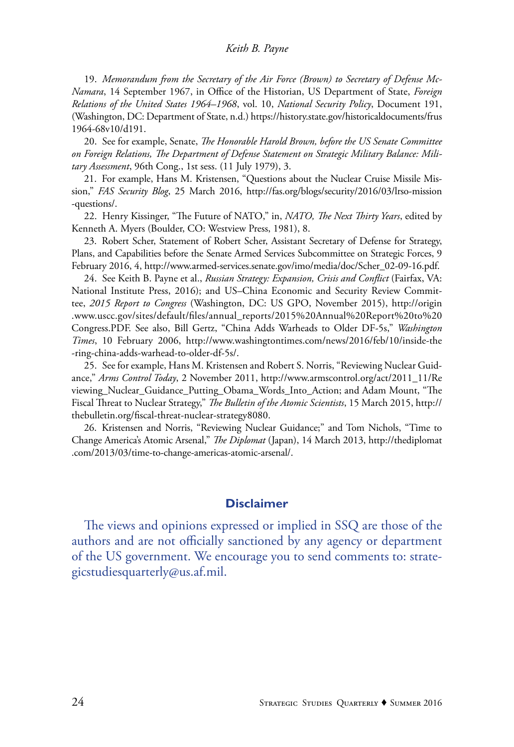19. *Memorandum from the Secretary of the Air Force (Brown) to Secretary of Defense McNamara*, 14 September 1967, in Office of the Historian, US Department of State, *Foreign Relations of the United States 1964–1968*, vol. 10, *National Security Policy*, Document 191, (Washington, DC: Department of State, n.d.) https://history.state.gov/historicaldocuments/frus1964-68v10/d191.

20. See for example, Senate, *The Honorable Harold Brown, before the US Senate Committee on Foreign Relations, The Department of Defense Statement on Strategic Military Balance: Military Assessment*, 96th Cong., 1st sess. (11 July 1979), 3.

21. For example, Hans M. Kristensen, "Questions about the Nuclear Cruise Missile Mission," *FAS Security Blog*, 25 March 2016, http://fas.org/blogs/security/2016/03/lrso-mission-questions/.

22. Henry Kissinger, "The Future of NATO," in, *NATO, The Next Thirty Years*, edited by Kenneth A. Myers (Boulder, CO: Westview Press, 1981), 8.

23. Robert Scher, Statement of Robert Scher, Assistant Secretary of Defense for Strategy, Plans, and Capabilities before the Senate Armed Services Subcommittee on Strategic Forces, 9 February 2016, 4, http://www.armed-services.senate.gov/imo/media/doc/Scher_02-09-16.pdf.

24. See Keith B. Payne et al., *Russian Strategy: Expansion, Crisis and Conflict* (Fairfax, VA: National Institute Press, 2016); and US–China Economic and Security Review Committee, *2015 Report to Congress* (Washington, DC: US GPO, November 2015), http://origin.www.uscc.gov/sites/default/files/annual_reports/2015%20Annual%20Report%20to%20Congress.PDF. See also, Bill Gertz, "China Adds Warheads to Older DF-5s," *Washington Times*, 10 February 2006, http://www.washingtontimes.com/news/2016/feb/10/inside-the-ring-china-adds-warhead-to-older-df-5s/.

25. See for example, Hans M. Kristensen and Robert S. Norris, "Reviewing Nuclear Guidance," *Arms Control Today*, 2 November 2011, http://www.armscontrol.org/act/2011_11/Reviewing_Nuclear_Guidance_Putting_Obama_Words_Into_Action; and Adam Mount, "The Fiscal Threat to Nuclear Strategy," *The Bulletin of the Atomic Scientists*, 15 March 2015, http://thebulletin.org/fiscal-threat-nuclear-strategy8080.

26. Kristensen and Norris, "Reviewing Nuclear Guidance;" and Tom Nichols, "Time to Change America's Atomic Arsenal," *The Diplomat* (Japan), 14 March 2013, http://thediplomat.com/2013/03/time-to-change-americas-atomic-arsenal/.

## Disclaimer

The views and opinions expressed or implied in SSQ are those of the authors and are not officially sanctioned by any agency or department of the US government. We encourage you to send comments to: strategicstudiesquarterly@us.af.mil.